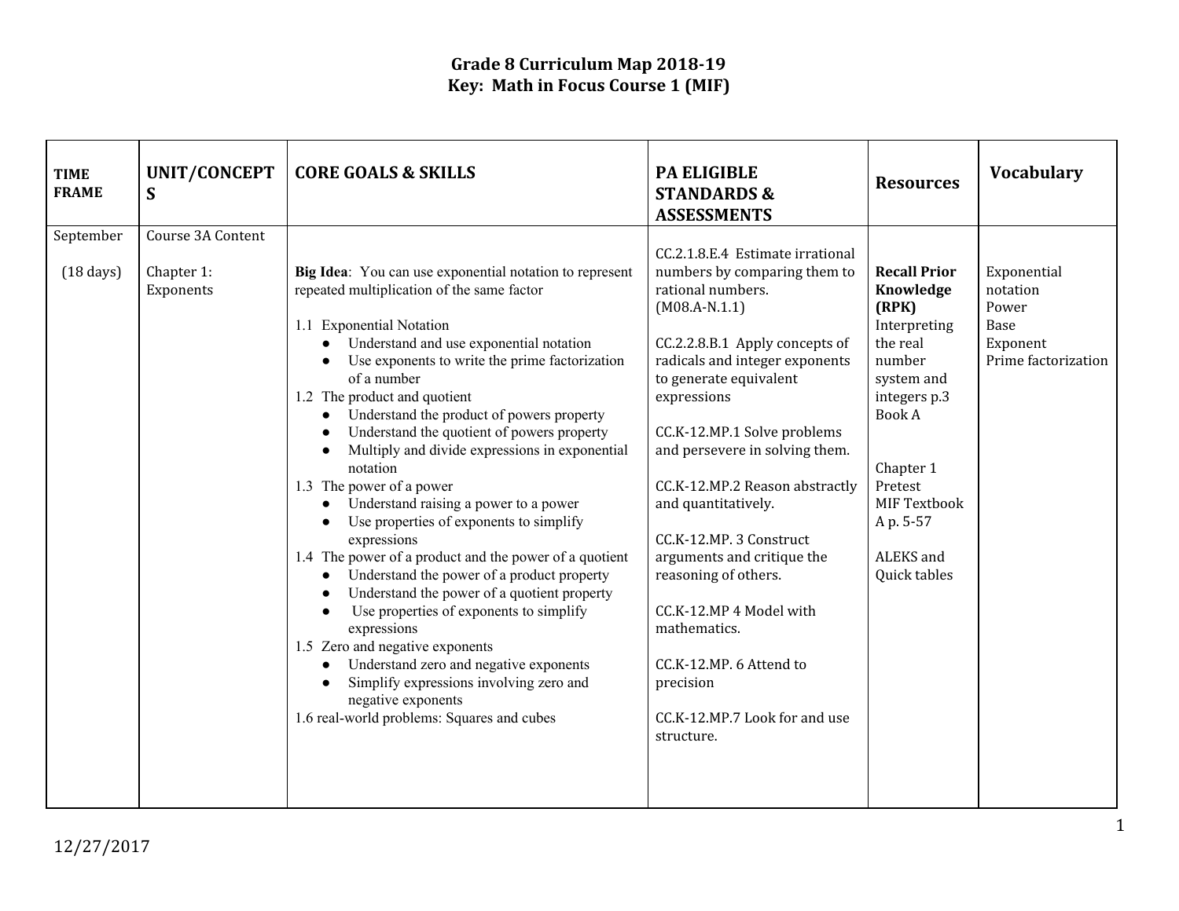# Grade 8 Curriculum Map 2018-19
## Key: Math in Focus Course 1 (MIF)

| TIME FRAME | UNIT/CONCEPTS | CORE GOALS & SKILLS | PA ELIGIBLE STANDARDS & ASSESSMENTS | Resources | Vocabulary |
|---|---|---|---|---|---|
| September<br><br>(18 days) | Course 3A Content<br><br>Chapter 1: Exponents | **Big Idea**: You can use exponential notation to represent repeated multiplication of the same factor<br><br>1.1 Exponential Notation<br>● Understand and use exponential notation<br>● Use exponents to write the prime factorization of a number<br>1.2 The product and quotient<br>● Understand the product of powers property<br>● Understand the quotient of powers property<br>● Multiply and divide expressions in exponential notation<br>1.3 The power of a power<br>● Understand raising a power to a power<br>● Use properties of exponents to simplify expressions<br>1.4 The power of a product and the power of a quotient<br>● Understand the power of a product property<br>● Understand the power of a quotient property<br>● Use properties of exponents to simplify expressions<br>1.5 Zero and negative exponents<br>● Understand zero and negative exponents<br>● Simplify expressions involving zero and negative exponents<br>1.6 real-world problems: Squares and cubes | CC.2.1.8.E.4 Estimate irrational numbers by comparing them to rational numbers. (M08.A-N.1.1)<br><br>CC.2.2.8.B.1 Apply concepts of radicals and integer exponents to generate equivalent expressions<br><br>CC.K-12.MP.1 Solve problems and persevere in solving them.<br><br>CC.K-12.MP.2 Reason abstractly and quantitatively.<br><br>CC.K-12.MP. 3 Construct arguments and critique the reasoning of others.<br><br>CC.K-12.MP 4 Model with mathematics.<br><br>CC.K-12.MP. 6 Attend to precision<br><br>CC.K-12.MP.7 Look for and use structure. | **Recall Prior Knowledge (RPK)** Interpreting the real number system and integers p.3 Book A<br><br>Chapter 1 Pretest MIF Textbook A p. 5-57<br><br>ALEKS and Quick tables | Exponential notation<br>Power<br>Base<br>Exponent<br>Prime factorization |

12/27/2017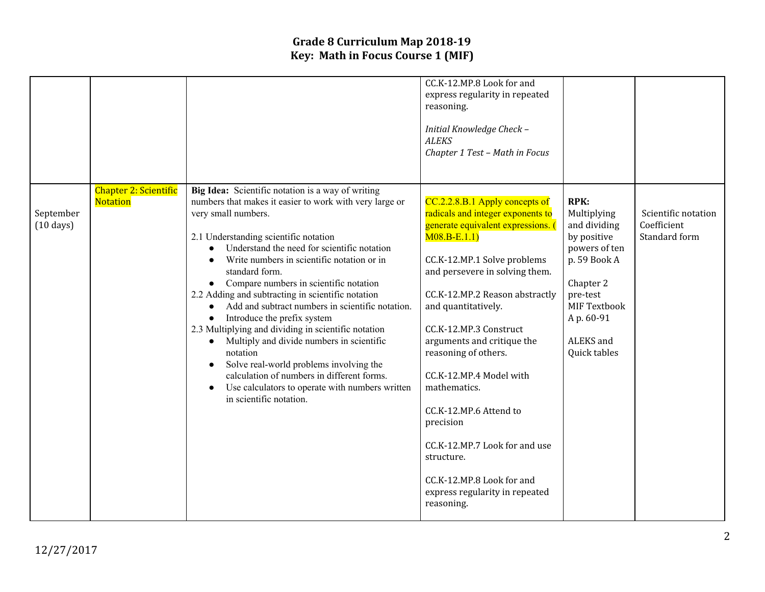# Grade 8 Curriculum Map 2018-19
## Key: Math in Focus Course 1 (MIF)

| | | | | | |
|---|---|---|---|---|---|
| | | | CC.K-12.MP.8 Look for and express regularity in repeated reasoning.<br><br>*Initial Knowledge Check – ALEKS*<br>*Chapter 1 Test – Math in Focus* | | |
| September (10 days) | Chapter 2: Scientific Notation | **Big Idea:** Scientific notation is a way of writing numbers that makes it easier to work with very large or very small numbers.<br><br>2.1 Understanding scientific notation<br>● Understand the need for scientific notation<br>● Write numbers in scientific notation or in standard form.<br>● Compare numbers in scientific notation<br>2.2 Adding and subtracting in scientific notation<br>● Add and subtract numbers in scientific notation.<br>● Introduce the prefix system<br>2.3 Multiplying and dividing in scientific notation<br>● Multiply and divide numbers in scientific notation<br>● Solve real-world problems involving the calculation of numbers in different forms.<br>● Use calculators to operate with numbers written in scientific notation. | CC.2.2.8.B.1 Apply concepts of radicals and integer exponents to generate equivalent expressions. ( M08.B-E.1.1)<br><br>CC.K-12.MP.1 Solve problems and persevere in solving them.<br><br>CC.K-12.MP.2 Reason abstractly and quantitatively.<br><br>CC.K-12.MP.3 Construct arguments and critique the reasoning of others.<br><br>CC.K-12.MP.4 Model with mathematics.<br><br>CC.K-12.MP.6 Attend to precision<br><br>CC.K-12.MP.7 Look for and use structure.<br><br>CC.K-12.MP.8 Look for and express regularity in repeated reasoning. | **RPK:** Multiplying and dividing by positive powers of ten p. 59 Book A<br><br>Chapter 2 pre-test MIF Textbook A p. 60-91<br><br>ALEKS and Quick tables | Scientific notation<br>Coefficient<br>Standard form |

12/27/2017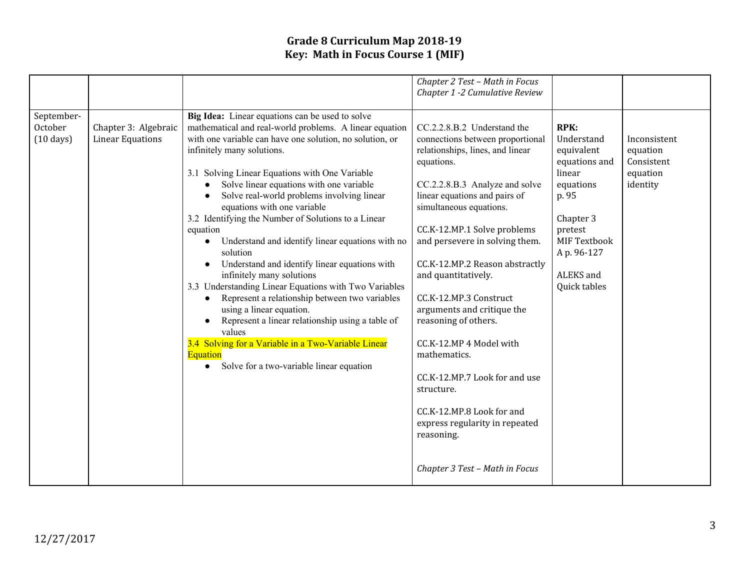# Grade 8 Curriculum Map 2018-19
## Key: Math in Focus Course 1 (MIF)

| | | | | | |
|---|---|---|---|---|---|
| | | | *Chapter 2 Test – Math in Focus*<br>*Chapter 1 -2 Cumulative Review* | | |
| September-October (10 days) | Chapter 3: Algebraic Linear Equations | **Big Idea:** Linear equations can be used to solve mathematical and real-world problems. A linear equation with one variable can have one solution, no solution, or infinitely many solutions.<br><br>3.1 Solving Linear Equations with One Variable<br>● Solve linear equations with one variable<br>● Solve real-world problems involving linear equations with one variable<br>3.2 Identifying the Number of Solutions to a Linear equation<br>● Understand and identify linear equations with no solution<br>● Understand and identify linear equations with infinitely many solutions<br>3.3 Understanding Linear Equations with Two Variables<br>● Represent a relationship between two variables using a linear equation.<br>● Represent a linear relationship using a table of values<br>3.4 Solving for a Variable in a Two-Variable Linear Equation<br>● Solve for a two-variable linear equation | CC.2.2.8.B.2 Understand the connections between proportional relationships, lines, and linear equations.<br><br>CC.2.2.8.B.3 Analyze and solve linear equations and pairs of simultaneous equations.<br><br>CC.K-12.MP.1 Solve problems and persevere in solving them.<br><br>CC.K-12.MP.2 Reason abstractly and quantitatively.<br><br>CC.K-12.MP.3 Construct arguments and critique the reasoning of others.<br><br>CC.K-12.MP 4 Model with mathematics.<br><br>CC.K-12.MP.7 Look for and use structure.<br><br>CC.K-12.MP.8 Look for and express regularity in repeated reasoning.<br><br>*Chapter 3 Test – Math in Focus* | **RPK:** Understand equivalent equations and linear equations p. 95<br><br>Chapter 3 pretest MIF Textbook A p. 96-127<br><br>ALEKS and Quick tables | Inconsistent equation<br>Consistent equation<br>identity |

12/27/2017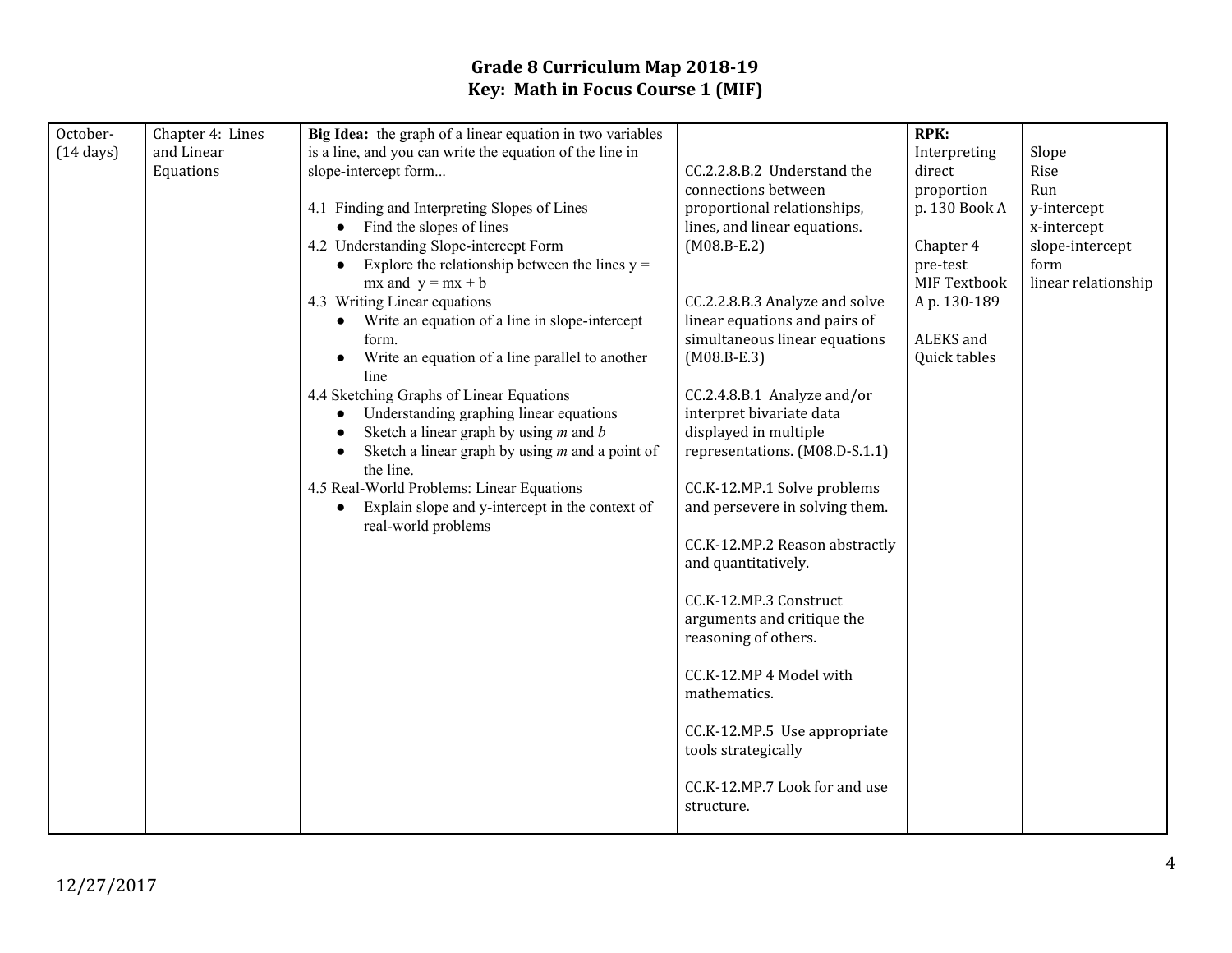# Grade 8 Curriculum Map 2018-19
## Key: Math in Focus Course 1 (MIF)

| | | | | | |
|---|---|---|---|---|---|
| October- (14 days) | Chapter 4: Lines and Linear Equations | **Big Idea:** the graph of a linear equation in two variables is a line, and you can write the equation of the line in slope-intercept form…<br><br>4.1 Finding and Interpreting Slopes of Lines<br>● Find the slopes of lines<br>4.2 Understanding Slope-intercept Form<br>● Explore the relationship between the lines $y = mx$ and $y = mx + b$<br>4.3 Writing Linear equations<br>● Write an equation of a line in slope-intercept form.<br>● Write an equation of a line parallel to another line<br>4.4 Sketching Graphs of Linear Equations<br>● Understanding graphing linear equations<br>● Sketch a linear graph by using $m$ and $b$<br>● Sketch a linear graph by using $m$ and a point of the line.<br>4.5 Real-World Problems: Linear Equations<br>● Explain slope and y-intercept in the context of real-world problems | CC.2.2.8.B.2 Understand the connections between proportional relationships, lines, and linear equations. (M08.B-E.2)<br><br>CC.2.2.8.B.3 Analyze and solve linear equations and pairs of simultaneous linear equations (M08.B-E.3)<br><br>CC.2.4.8.B.1 Analyze and/or interpret bivariate data displayed in multiple representations. (M08.D-S.1.1)<br><br>CC.K-12.MP.1 Solve problems and persevere in solving them.<br><br>CC.K-12.MP.2 Reason abstractly and quantitatively.<br><br>CC.K-12.MP.3 Construct arguments and critique the reasoning of others.<br><br>CC.K-12.MP 4 Model with mathematics.<br><br>CC.K-12.MP.5 Use appropriate tools strategically<br><br>CC.K-12.MP.7 Look for and use structure. | **RPK:** Interpreting direct proportion p. 130 Book A<br><br>Chapter 4 pre-test MIF Textbook A p. 130-189<br><br>ALEKS and Quick tables | Slope<br>Rise<br>Run<br>y-intercept<br>x-intercept<br>slope-intercept form<br>linear relationship |

12/27/2017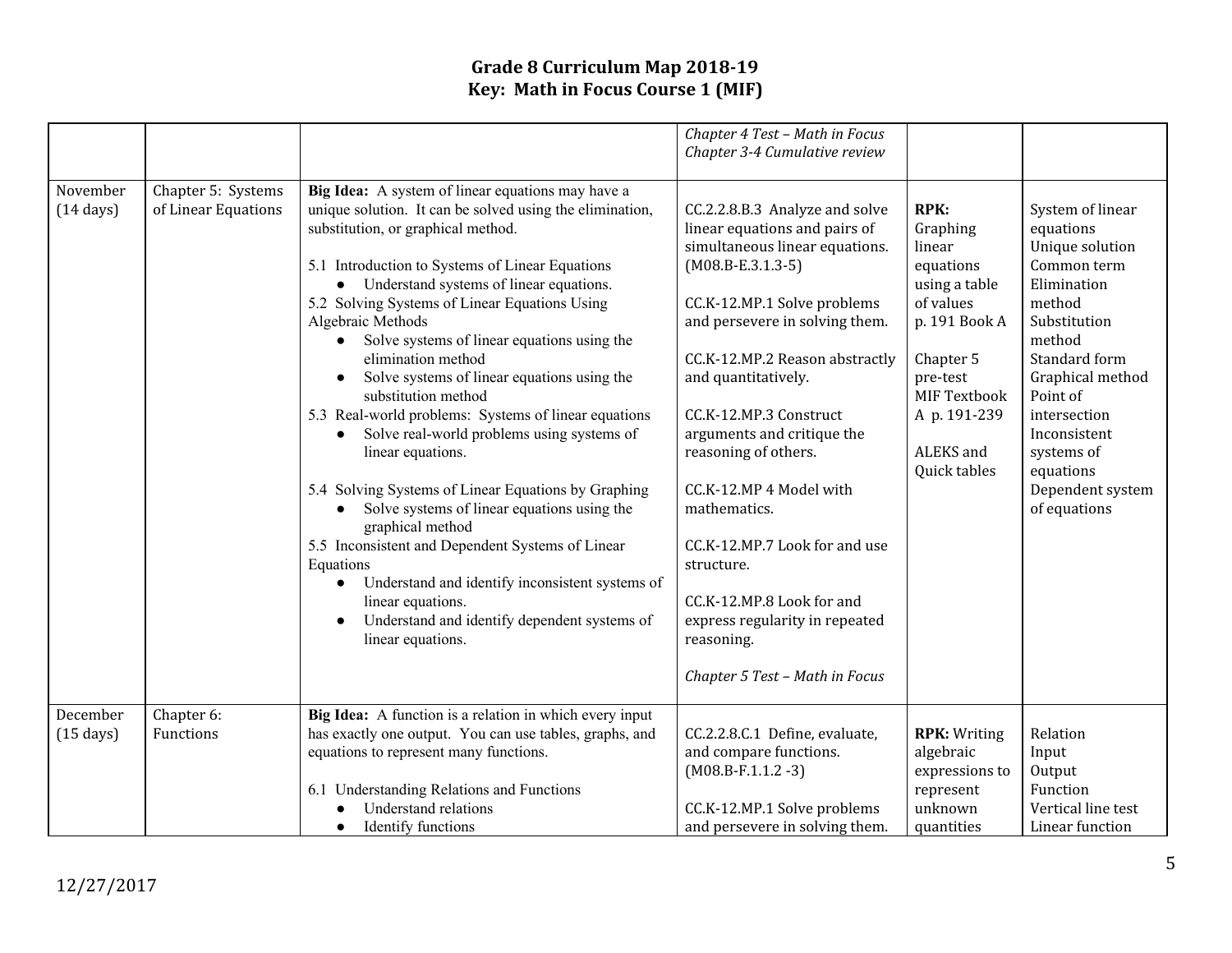# Grade 8 Curriculum Map 2018-19
## Key: Math in Focus Course 1 (MIF)

| | | | | | |
|---|---|---|---|---|---|
| | | | *Chapter 4 Test – Math in Focus*<br>*Chapter 3-4 Cumulative review* | | |
| November (14 days) | Chapter 5: Systems of Linear Equations | **Big Idea:** A system of linear equations may have a unique solution. It can be solved using the elimination, substitution, or graphical method.<br><br>5.1 Introduction to Systems of Linear Equations<br>● Understand systems of linear equations.<br>5.2 Solving Systems of Linear Equations Using Algebraic Methods<br>● Solve systems of linear equations using the elimination method<br>● Solve systems of linear equations using the substitution method<br>5.3 Real-world problems: Systems of linear equations<br>● Solve real-world problems using systems of linear equations.<br><br>5.4 Solving Systems of Linear Equations by Graphing<br>● Solve systems of linear equations using the graphical method<br>5.5 Inconsistent and Dependent Systems of Linear Equations<br>● Understand and identify inconsistent systems of linear equations.<br>● Understand and identify dependent systems of linear equations. | CC.2.2.8.B.3 Analyze and solve linear equations and pairs of simultaneous linear equations. (M08.B-E.3.1.3-5)<br><br>CC.K-12.MP.1 Solve problems and persevere in solving them.<br><br>CC.K-12.MP.2 Reason abstractly and quantitatively.<br><br>CC.K-12.MP.3 Construct arguments and critique the reasoning of others.<br><br>CC.K-12.MP 4 Model with mathematics.<br><br>CC.K-12.MP.7 Look for and use structure.<br><br>CC.K-12.MP.8 Look for and express regularity in repeated reasoning.<br><br>*Chapter 5 Test – Math in Focus* | **RPK:** Graphing linear equations using a table of values p. 191 Book A<br><br>Chapter 5 pre-test MIF Textbook A p. 191-239<br><br>ALEKS and Quick tables | System of linear equations<br>Unique solution<br>Common term<br>Elimination method<br>Substitution method<br>Standard form<br>Graphical method<br>Point of intersection<br>Inconsistent systems of equations<br>Dependent system of equations |
| December (15 days) | Chapter 6: Functions | **Big Idea:** A function is a relation in which every input has exactly one output. You can use tables, graphs, and equations to represent many functions.<br><br>6.1 Understanding Relations and Functions<br>● Understand relations<br>● Identify functions | CC.2.2.8.C.1 Define, evaluate, and compare functions. (M08.B-F.1.1.2 -3)<br><br>CC.K-12.MP.1 Solve problems and persevere in solving them. | **RPK:** Writing algebraic expressions to represent unknown quantities | Relation<br>Input<br>Output<br>Function<br>Vertical line test<br>Linear function |

12/27/2017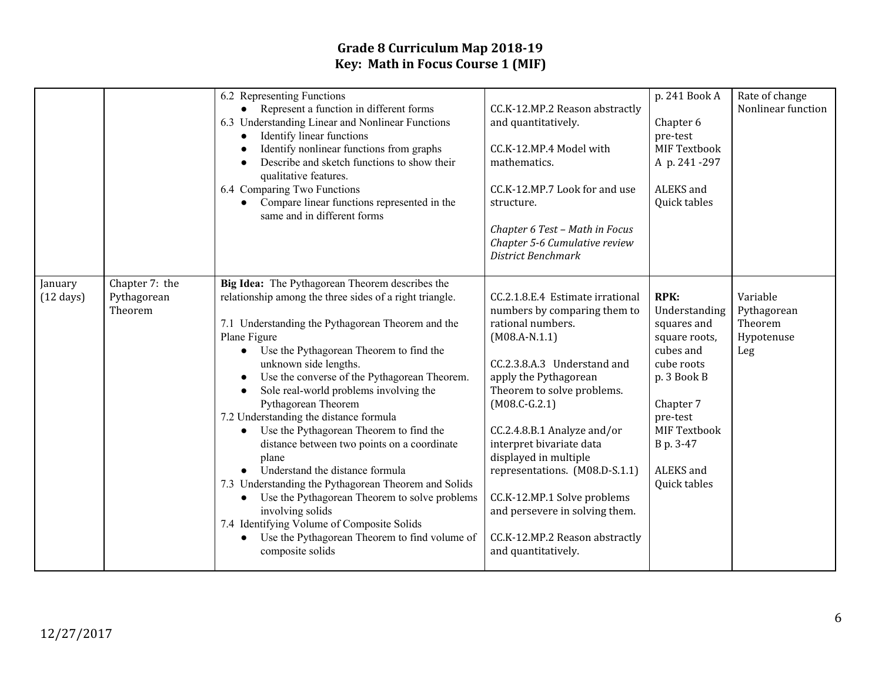# Grade 8 Curriculum Map 2018-19
## Key: Math in Focus Course 1 (MIF)

| | | | | | |
|---|---|---|---|---|---|
| | | 6.2 Representing Functions<br>● Represent a function in different forms<br>6.3 Understanding Linear and Nonlinear Functions<br>● Identify linear functions<br>● Identify nonlinear functions from graphs<br>● Describe and sketch functions to show their qualitative features.<br>6.4 Comparing Two Functions<br>● Compare linear functions represented in the same and in different forms | CC.K-12.MP.2 Reason abstractly and quantitatively.<br><br>CC.K-12.MP.4 Model with mathematics.<br><br>CC.K-12.MP.7 Look for and use structure.<br><br>*Chapter 6 Test – Math in Focus*<br>*Chapter 5-6 Cumulative review*<br>*District Benchmark* | p. 241 Book A<br><br>Chapter 6 pre-test<br>MIF Textbook A p. 241 -297<br><br>ALEKS and Quick tables | Rate of change<br>Nonlinear function |
| January (12 days) | Chapter 7: the Pythagorean Theorem | **Big Idea:** The Pythagorean Theorem describes the relationship among the three sides of a right triangle.<br><br>7.1 Understanding the Pythagorean Theorem and the Plane Figure<br>● Use the Pythagorean Theorem to find the unknown side lengths.<br>● Use the converse of the Pythagorean Theorem.<br>● Sole real-world problems involving the Pythagorean Theorem<br>7.2 Understanding the distance formula<br>● Use the Pythagorean Theorem to find the distance between two points on a coordinate plane<br>● Understand the distance formula<br>7.3 Understanding the Pythagorean Theorem and Solids<br>● Use the Pythagorean Theorem to solve problems involving solids<br>7.4 Identifying Volume of Composite Solids<br>● Use the Pythagorean Theorem to find volume of composite solids | CC.2.1.8.E.4 Estimate irrational numbers by comparing them to rational numbers. (M08.A-N.1.1)<br><br>CC.2.3.8.A.3 Understand and apply the Pythagorean Theorem to solve problems. (M08.C-G.2.1)<br><br>CC.2.4.8.B.1 Analyze and/or interpret bivariate data displayed in multiple representations. (M08.D-S.1.1)<br><br>CC.K-12.MP.1 Solve problems and persevere in solving them.<br><br>CC.K-12.MP.2 Reason abstractly and quantitatively. | **RPK:** Understanding squares and square roots, cubes and cube roots<br>p. 3 Book B<br><br>Chapter 7 pre-test<br>MIF Textbook B p. 3-47<br><br>ALEKS and Quick tables | Variable<br>Pythagorean Theorem<br>Hypotenuse<br>Leg |

12/27/2017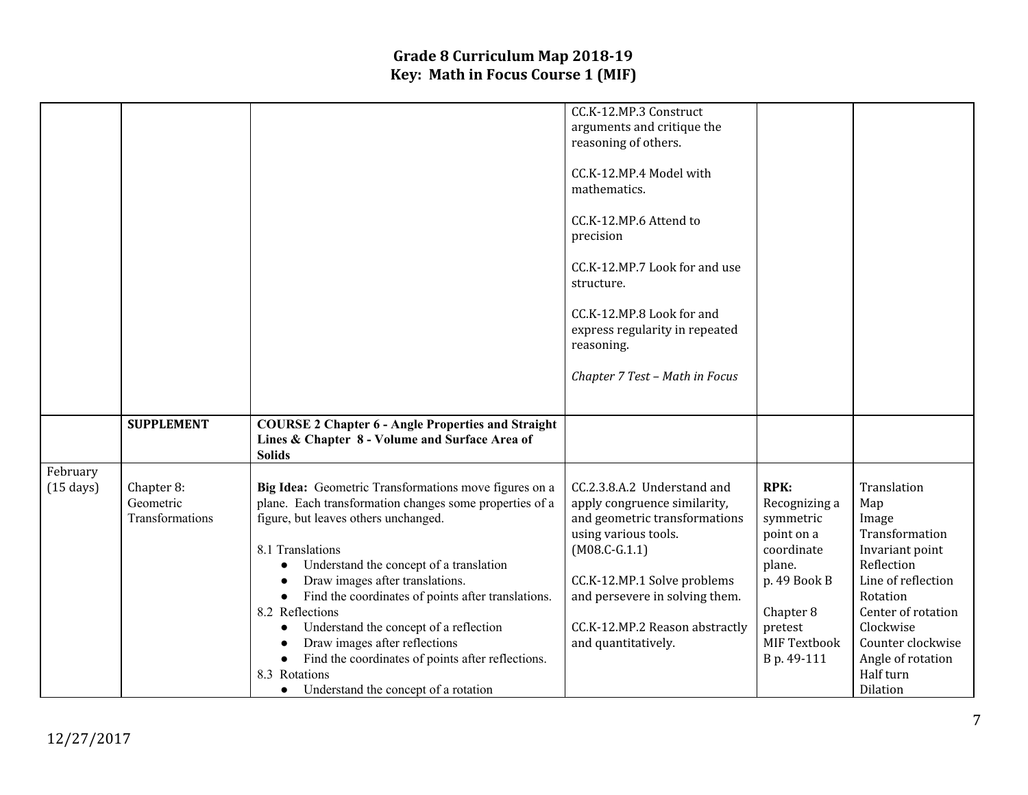# Grade 8 Curriculum Map 2018-19
## Key: Math in Focus Course 1 (MIF)

| | | | | | |
|---|---|---|---|---|---|
| | | | CC.K-12.MP.3 Construct arguments and critique the reasoning of others.<br><br>CC.K-12.MP.4 Model with mathematics.<br><br>CC.K-12.MP.6 Attend to precision<br><br>CC.K-12.MP.7 Look for and use structure.<br><br>CC.K-12.MP.8 Look for and express regularity in repeated reasoning.<br><br>*Chapter 7 Test – Math in Focus* | | |
| | **SUPPLEMENT** | **COURSE 2 Chapter 6 - Angle Properties and Straight Lines & Chapter 8 - Volume and Surface Area of Solids** | | | |
| February (15 days) | Chapter 8: Geometric Transformations | **Big Idea:** Geometric Transformations move figures on a plane. Each transformation changes some properties of a figure, but leaves others unchanged.<br><br>8.1 Translations<br>● Understand the concept of a translation<br>● Draw images after translations.<br>● Find the coordinates of points after translations.<br>8.2 Reflections<br>● Understand the concept of a reflection<br>● Draw images after reflections<br>● Find the coordinates of points after reflections.<br>8.3 Rotations<br>● Understand the concept of a rotation | CC.2.3.8.A.2 Understand and apply congruence similarity, and geometric transformations using various tools. (M08.C-G.1.1)<br><br>CC.K-12.MP.1 Solve problems and persevere in solving them.<br><br>CC.K-12.MP.2 Reason abstractly and quantitatively. | **RPK:** Recognizing a symmetric point on a coordinate plane. p. 49 Book B<br><br>Chapter 8 pretest MIF Textbook B p. 49-111 | Translation<br>Map<br>Image<br>Transformation<br>Invariant point<br>Reflection<br>Line of reflection<br>Rotation<br>Center of rotation<br>Clockwise<br>Counter clockwise<br>Angle of rotation<br>Half turn<br>Dilation |

12/27/2017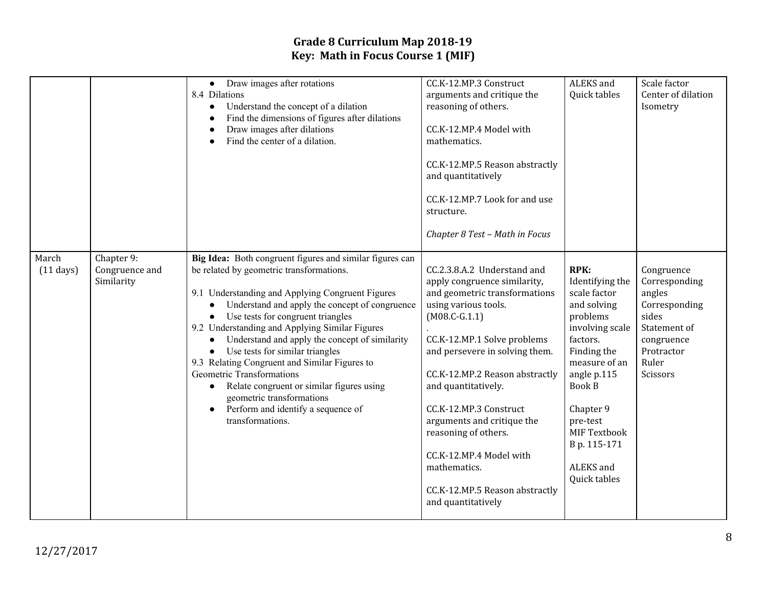# Grade 8 Curriculum Map 2018-19
## Key: Math in Focus Course 1 (MIF)

| | | | | | |
|---|---|---|---|---|---|
| | | ● Draw images after rotations<br>8.4 Dilations<br>● Understand the concept of a dilation<br>● Find the dimensions of figures after dilations<br>● Draw images after dilations<br>● Find the center of a dilation. | CC.K-12.MP.3 Construct arguments and critique the reasoning of others.<br><br>CC.K-12.MP.4 Model with mathematics.<br><br>CC.K-12.MP.5 Reason abstractly and quantitatively<br><br>CC.K-12.MP.7 Look for and use structure.<br><br>*Chapter 8 Test – Math in Focus* | ALEKS and Quick tables | Scale factor<br>Center of dilation<br>Isometry |
| March (11 days) | Chapter 9: Congruence and Similarity | **Big Idea:** Both congruent figures and similar figures can be related by geometric transformations.<br><br>9.1 Understanding and Applying Congruent Figures<br>● Understand and apply the concept of congruence<br>● Use tests for congruent triangles<br>9.2 Understanding and Applying Similar Figures<br>● Understand and apply the concept of similarity<br>● Use tests for similar triangles<br>9.3 Relating Congruent and Similar Figures to Geometric Transformations<br>● Relate congruent or similar figures using geometric transformations<br>● Perform and identify a sequence of transformations. | CC.2.3.8.A.2 Understand and apply congruence similarity, and geometric transformations using various tools. (M08.C-G.1.1)<br>.<br>CC.K-12.MP.1 Solve problems and persevere in solving them.<br><br>CC.K-12.MP.2 Reason abstractly and quantitatively.<br><br>CC.K-12.MP.3 Construct arguments and critique the reasoning of others.<br><br>CC.K-12.MP.4 Model with mathematics.<br><br>CC.K-12.MP.5 Reason abstractly and quantitatively | **RPK:** Identifying the scale factor and solving problems involving scale factors. Finding the measure of an angle p.115 Book B<br><br>Chapter 9 pre-test MIF Textbook B p. 115-171<br><br>ALEKS and Quick tables | Congruence<br>Corresponding angles<br>Corresponding sides<br>Statement of congruence<br>Protractor<br>Ruler<br>Scissors |

12/27/2017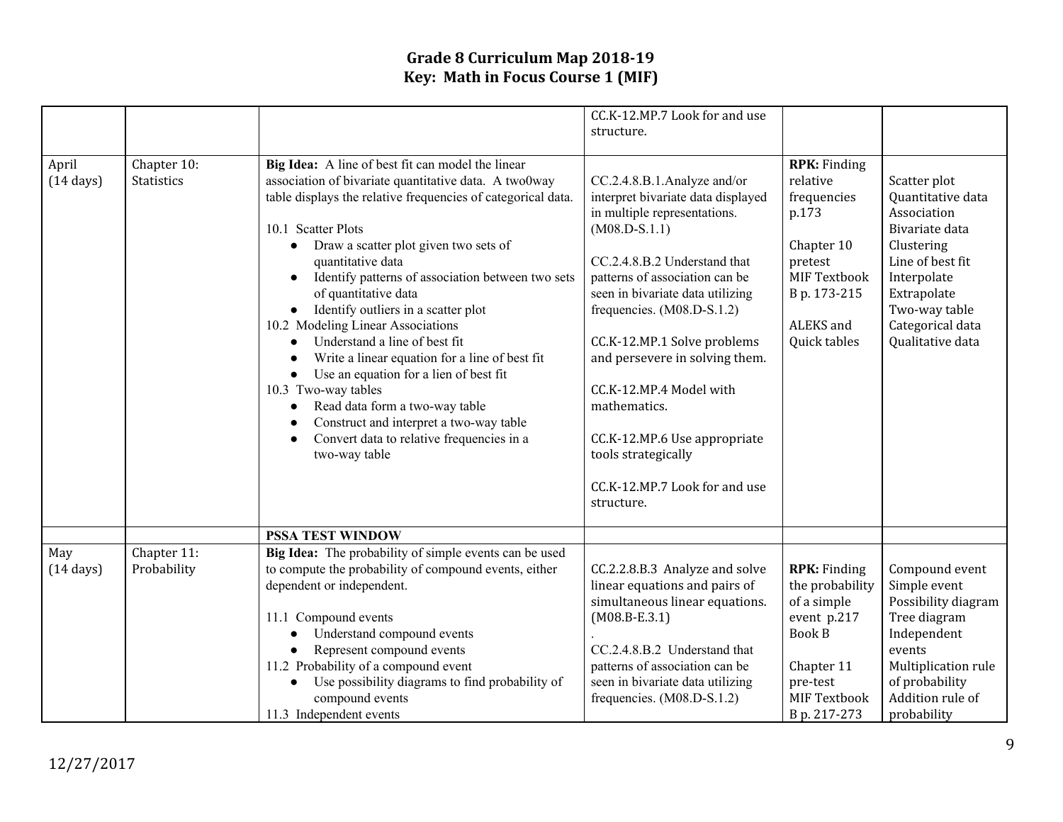# Grade 8 Curriculum Map 2018-19
## Key: Math in Focus Course 1 (MIF)

| | | | | | |
|---|---|---|---|---|---|
| | | | CC.K-12.MP.7 Look for and use structure. | | |
| April (14 days) | Chapter 10: Statistics | **Big Idea:** A line of best fit can model the linear association of bivariate quantitative data. A two0way table displays the relative frequencies of categorical data.<br><br>10.1 Scatter Plots<br>● Draw a scatter plot given two sets of quantitative data<br>● Identify patterns of association between two sets of quantitative data<br>● Identify outliers in a scatter plot<br>10.2 Modeling Linear Associations<br>● Understand a line of best fit<br>● Write a linear equation for a line of best fit<br>● Use an equation for a lien of best fit<br>10.3 Two-way tables<br>● Read data form a two-way table<br>● Construct and interpret a two-way table<br>● Convert data to relative frequencies in a two-way table | CC.2.4.8.B.1.Analyze and/or interpret bivariate data displayed in multiple representations. (M08.D-S.1.1)<br><br>CC.2.4.8.B.2 Understand that patterns of association can be seen in bivariate data utilizing frequencies. (M08.D-S.1.2)<br><br>CC.K-12.MP.1 Solve problems and persevere in solving them.<br><br>CC.K-12.MP.4 Model with mathematics.<br><br>CC.K-12.MP.6 Use appropriate tools strategically<br><br>CC.K-12.MP.7 Look for and use structure. | **RPK:** Finding relative frequencies p.173<br><br>Chapter 10 pretest<br>MIF Textbook B p. 173-215<br><br>ALEKS and Quick tables | Scatter plot<br>Quantitative data<br>Association<br>Bivariate data<br>Clustering<br>Line of best fit<br>Interpolate<br>Extrapolate<br>Two-way table<br>Categorical data<br>Qualitative data |
| | | **PSSA TEST WINDOW** | | | |
| May (14 days) | Chapter 11: Probability | **Big Idea:** The probability of simple events can be used to compute the probability of compound events, either dependent or independent.<br><br>11.1 Compound events<br>● Understand compound events<br>● Represent compound events<br>11.2 Probability of a compound event<br>● Use possibility diagrams to find probability of compound events<br>11.3 Independent events | CC.2.2.8.B.3 Analyze and solve linear equations and pairs of simultaneous linear equations. (M08.B-E.3.1)<br>.<br>CC.2.4.8.B.2 Understand that patterns of association can be seen in bivariate data utilizing frequencies. (M08.D-S.1.2) | **RPK:** Finding the probability of a simple event p.217 Book B<br><br>Chapter 11 pre-test<br>MIF Textbook B p. 217-273 | Compound event<br>Simple event<br>Possibility diagram<br>Tree diagram<br>Independent events<br>Multiplication rule of probability<br>Addition rule of probability |

12/27/2017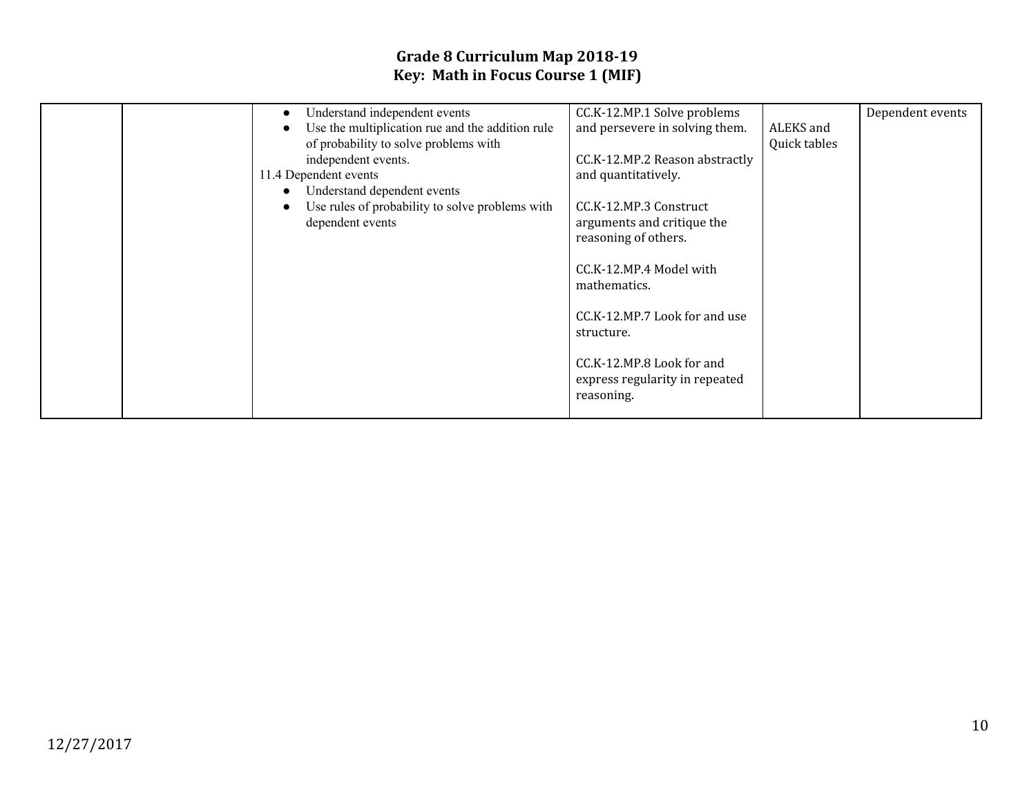# Grade 8 Curriculum Map 2018-19
## Key: Math in Focus Course 1 (MIF)

| | | | | | |
|---|---|---|---|---|---|
| | | ● Understand independent events<br>● Use the multiplication rue and the addition rule of probability to solve problems with independent events.<br>11.4 Dependent events<br>● Understand dependent events<br>● Use rules of probability to solve problems with dependent events | CC.K-12.MP.1 Solve problems and persevere in solving them.<br><br>CC.K-12.MP.2 Reason abstractly and quantitatively.<br><br>CC.K-12.MP.3 Construct arguments and critique the reasoning of others.<br><br>CC.K-12.MP.4 Model with mathematics.<br><br>CC.K-12.MP.7 Look for and use structure.<br><br>CC.K-12.MP.8 Look for and express regularity in repeated reasoning. | ALEKS and Quick tables | Dependent events |

12/27/2017